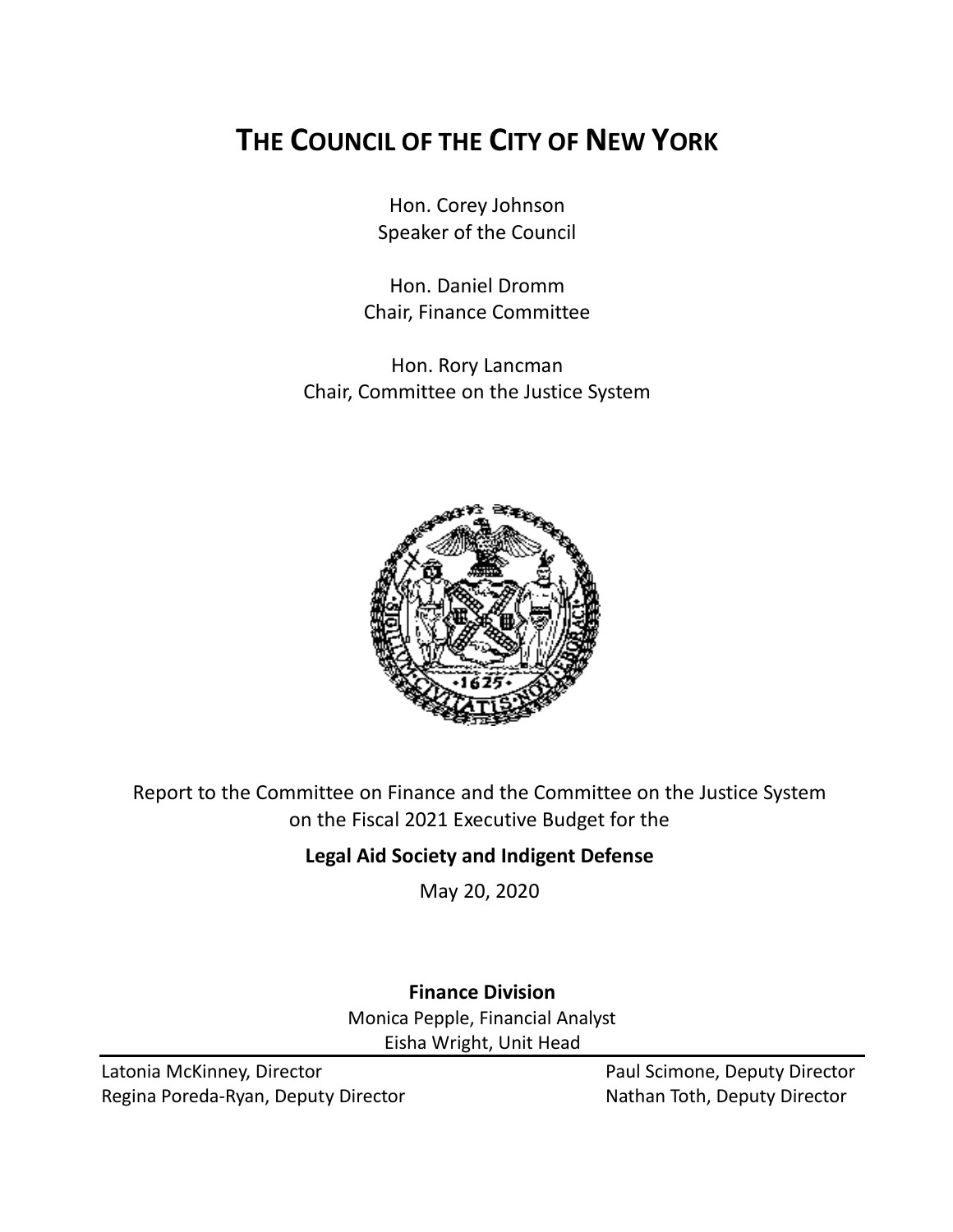# THE COUNCIL OF THE CITY OF NEW YORK

Hon. Corey Johnson
Speaker of the Council

Hon. Daniel Dromm
Chair, Finance Committee

Hon. Rory Lancman
Chair, Committee on the Justice System

Report to the Committee on Finance and the Committee on the Justice System on the Fiscal 2021 Executive Budget for the

**Legal Aid Society and Indigent Defense**

May 20, 2020

**Finance Division**

Monica Pepple, Financial Analyst
Eisha Wright, Unit Head

Latonia McKinney, Director
Regina Poreda-Ryan, Deputy Director
Paul Scimone, Deputy Director
Nathan Toth, Deputy Director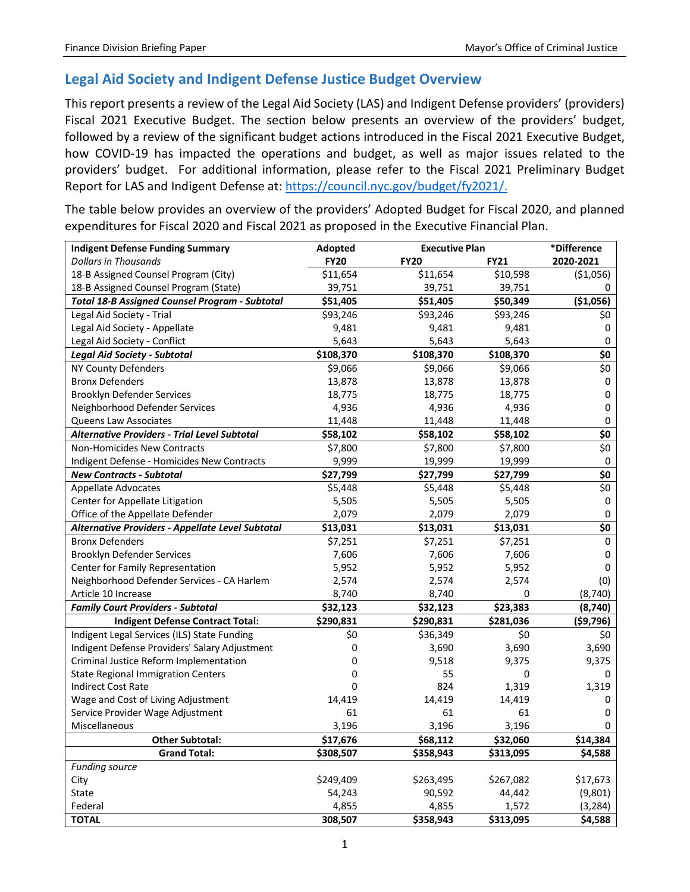## Legal Aid Society and Indigent Defense Justice Budget Overview

This report presents a review of the Legal Aid Society (LAS) and Indigent Defense providers' (providers) Fiscal 2021 Executive Budget. The section below presents an overview of the providers' budget, followed by a review of the significant budget actions introduced in the Fiscal 2021 Executive Budget, how COVID-19 has impacted the operations and budget, as well as major issues related to the providers' budget. For additional information, please refer to the Fiscal 2021 Preliminary Budget Report for LAS and Indigent Defense at: https://council.nyc.gov/budget/fy2021/.

The table below provides an overview of the providers' Adopted Budget for Fiscal 2020, and planned expenditures for Fiscal 2020 and Fiscal 2021 as proposed in the Executive Financial Plan.

| **Indigent Defense Funding Summary** | **Adopted** | **Executive Plan** | | **\*Difference** |
|---|---|---|---|---|
| *Dollars in Thousands* | **FY20** | **FY20** | **FY21** | **2020-2021** |
| 18-B Assigned Counsel Program (City) | $11,654 | $11,654 | $10,598 | ($1,056) |
| 18-B Assigned Counsel Program (State) | 39,751 | 39,751 | 39,751 | 0 |
| ***Total 18-B Assigned Counsel Program - Subtotal*** | **$51,405** | **$51,405** | **$50,349** | **($1,056)** |
| Legal Aid Society - Trial | $93,246 | $93,246 | $93,246 | $0 |
| Legal Aid Society - Appellate | 9,481 | 9,481 | 9,481 | 0 |
| Legal Aid Society - Conflict | 5,643 | 5,643 | 5,643 | 0 |
| ***Legal Aid Society - Subtotal*** | **$108,370** | **$108,370** | **$108,370** | **$0** |
| NY County Defenders | $9,066 | $9,066 | $9,066 | $0 |
| Bronx Defenders | 13,878 | 13,878 | 13,878 | 0 |
| Brooklyn Defender Services | 18,775 | 18,775 | 18,775 | 0 |
| Neighborhood Defender Services | 4,936 | 4,936 | 4,936 | 0 |
| Queens Law Associates | 11,448 | 11,448 | 11,448 | 0 |
| ***Alternative Providers - Trial Level Subtotal*** | **$58,102** | **$58,102** | **$58,102** | **$0** |
| Non-Homicides New Contracts | $7,800 | $7,800 | $7,800 | $0 |
| Indigent Defense - Homicides New Contracts | 9,999 | 19,999 | 19,999 | 0 |
| ***New Contracts - Subtotal*** | **$27,799** | **$27,799** | **$27,799** | **$0** |
| Appellate Advocates | $5,448 | $5,448 | $5,448 | $0 |
| Center for Appellate Litigation | 5,505 | 5,505 | 5,505 | 0 |
| Office of the Appellate Defender | 2,079 | 2,079 | 2,079 | 0 |
| ***Alternative Providers - Appellate Level Subtotal*** | **$13,031** | **$13,031** | **$13,031** | **$0** |
| Bronx Defenders | $7,251 | $7,251 | $7,251 | 0 |
| Brooklyn Defender Services | 7,606 | 7,606 | 7,606 | 0 |
| Center for Family Representation | 5,952 | 5,952 | 5,952 | 0 |
| Neighborhood Defender Services - CA Harlem | 2,574 | 2,574 | 2,574 | (0) |
| Article 10 Increase | 8,740 | 8,740 | 0 | (8,740) |
| ***Family Court Providers - Subtotal*** | **$32,123** | **$32,123** | **$23,383** | **(8,740)** |
| **Indigent Defense Contract Total:** | **$290,831** | **$290,831** | **$281,036** | **($9,796)** |
| Indigent Legal Services (ILS) State Funding | $0 | $36,349 | $0 | $0 |
| Indigent Defense Providers' Salary Adjustment | 0 | 3,690 | 3,690 | 3,690 |
| Criminal Justice Reform Implementation | 0 | 9,518 | 9,375 | 9,375 |
| State Regional Immigration Centers | 0 | 55 | 0 | 0 |
| Indirect Cost Rate | 0 | 824 | 1,319 | 1,319 |
| Wage and Cost of Living Adjustment | 14,419 | 14,419 | 14,419 | 0 |
| Service Provider Wage Adjustment | 61 | 61 | 61 | 0 |
| Miscellaneous | 3,196 | 3,196 | 3,196 | 0 |
| **Other Subtotal:** | **$17,676** | **$68,112** | **$32,060** | **$14,384** |
| **Grand Total:** | **$308,507** | **$358,943** | **$313,095** | **$4,588** |
| *Funding source* | | | | |
| City | $249,409 | $263,495 | $267,082 | $17,673 |
| State | 54,243 | 90,592 | 44,442 | (9,801) |
| Federal | 4,855 | 4,855 | 1,572 | (3,284) |
| **TOTAL** | **308,507** | **$358,943** | **$313,095** | **$4,588** |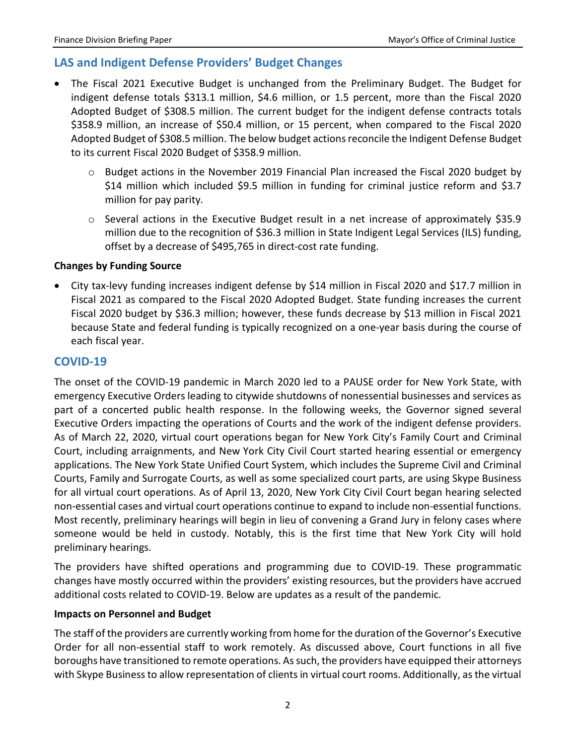## LAS and Indigent Defense Providers' Budget Changes

- The Fiscal 2021 Executive Budget is unchanged from the Preliminary Budget. The Budget for indigent defense totals $313.1 million, $4.6 million, or 1.5 percent, more than the Fiscal 2020 Adopted Budget of $308.5 million. The current budget for the indigent defense contracts totals $358.9 million, an increase of $50.4 million, or 15 percent, when compared to the Fiscal 2020 Adopted Budget of $308.5 million. The below budget actions reconcile the Indigent Defense Budget to its current Fiscal 2020 Budget of $358.9 million.
  - Budget actions in the November 2019 Financial Plan increased the Fiscal 2020 budget by $14 million which included $9.5 million in funding for criminal justice reform and $3.7 million for pay parity.
  - Several actions in the Executive Budget result in a net increase of approximately $35.9 million due to the recognition of $36.3 million in State Indigent Legal Services (ILS) funding, offset by a decrease of $495,765 in direct-cost rate funding.

**Changes by Funding Source**

- City tax-levy funding increases indigent defense by $14 million in Fiscal 2020 and $17.7 million in Fiscal 2021 as compared to the Fiscal 2020 Adopted Budget. State funding increases the current Fiscal 2020 budget by $36.3 million; however, these funds decrease by $13 million in Fiscal 2021 because State and federal funding is typically recognized on a one-year basis during the course of each fiscal year.

## COVID-19

The onset of the COVID-19 pandemic in March 2020 led to a PAUSE order for New York State, with emergency Executive Orders leading to citywide shutdowns of nonessential businesses and services as part of a concerted public health response. In the following weeks, the Governor signed several Executive Orders impacting the operations of Courts and the work of the indigent defense providers. As of March 22, 2020, virtual court operations began for New York City's Family Court and Criminal Court, including arraignments, and New York City Civil Court started hearing essential or emergency applications. The New York State Unified Court System, which includes the Supreme Civil and Criminal Courts, Family and Surrogate Courts, as well as some specialized court parts, are using Skype Business for all virtual court operations. As of April 13, 2020, New York City Civil Court began hearing selected non-essential cases and virtual court operations continue to expand to include non-essential functions. Most recently, preliminary hearings will begin in lieu of convening a Grand Jury in felony cases where someone would be held in custody. Notably, this is the first time that New York City will hold preliminary hearings.

The providers have shifted operations and programming due to COVID-19. These programmatic changes have mostly occurred within the providers' existing resources, but the providers have accrued additional costs related to COVID-19. Below are updates as a result of the pandemic.

**Impacts on Personnel and Budget**

The staff of the providers are currently working from home for the duration of the Governor's Executive Order for all non-essential staff to work remotely. As discussed above, Court functions in all five boroughs have transitioned to remote operations. As such, the providers have equipped their attorneys with Skype Business to allow representation of clients in virtual court rooms. Additionally, as the virtual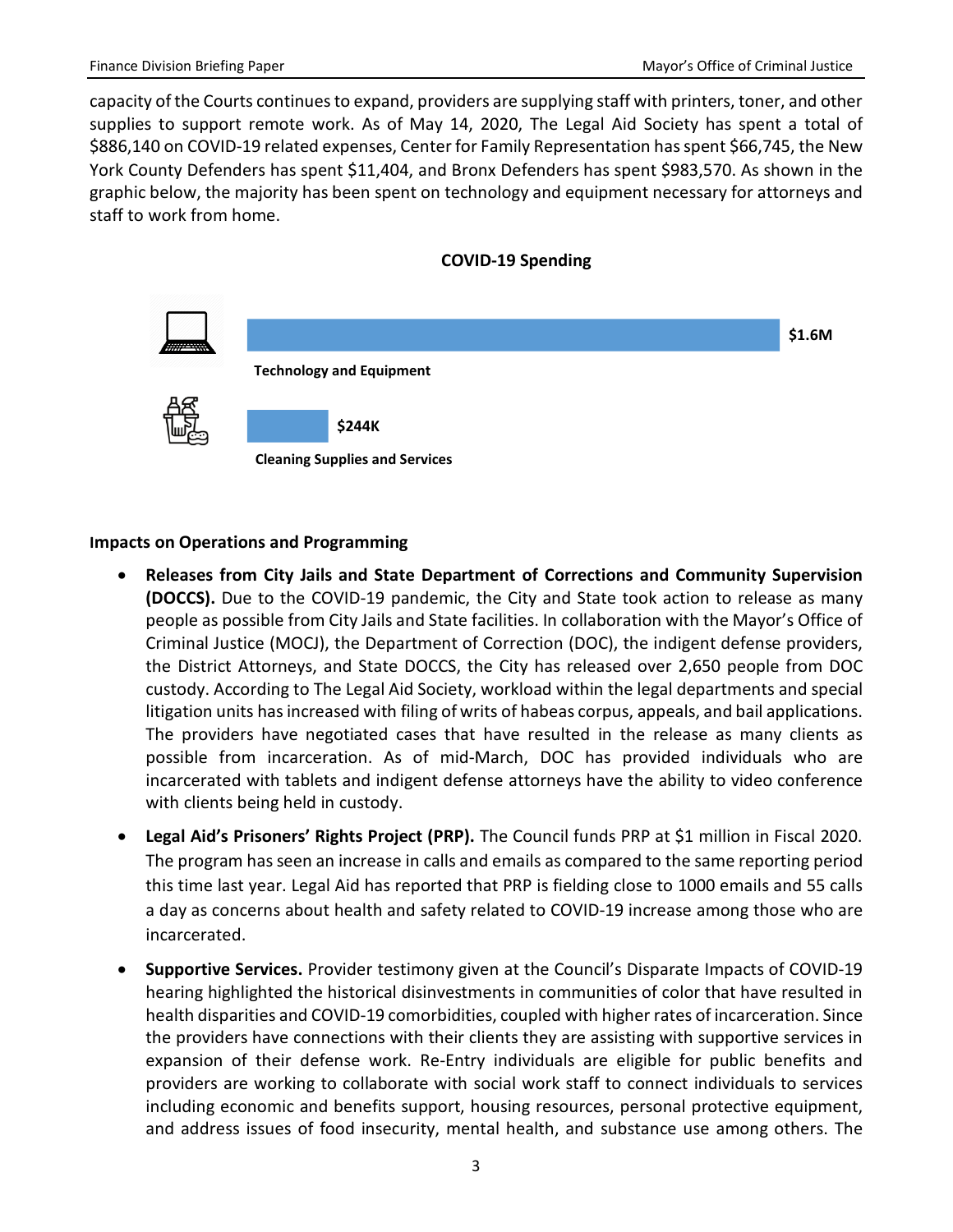capacity of the Courts continues to expand, providers are supplying staff with printers, toner, and other supplies to support remote work. As of May 14, 2020, The Legal Aid Society has spent a total of $886,140 on COVID-19 related expenses, Center for Family Representation has spent $66,745, the New York County Defenders has spent $11,404, and Bronx Defenders has spent $983,570. As shown in the graphic below, the majority has been spent on technology and equipment necessary for attorneys and staff to work from home.

**COVID-19 Spending**

| Category | Amount |
| --- | --- |
| Technology and Equipment | $1.6M |
| Cleaning Supplies and Services | $244K |

**Impacts on Operations and Programming**

- **Releases from City Jails and State Department of Corrections and Community Supervision (DOCCS).** Due to the COVID-19 pandemic, the City and State took action to release as many people as possible from City Jails and State facilities. In collaboration with the Mayor's Office of Criminal Justice (MOCJ), the Department of Correction (DOC), the indigent defense providers, the District Attorneys, and State DOCCS, the City has released over 2,650 people from DOC custody. According to The Legal Aid Society, workload within the legal departments and special litigation units has increased with filing of writs of habeas corpus, appeals, and bail applications. The providers have negotiated cases that have resulted in the release as many clients as possible from incarceration. As of mid-March, DOC has provided individuals who are incarcerated with tablets and indigent defense attorneys have the ability to video conference with clients being held in custody.
- **Legal Aid's Prisoners' Rights Project (PRP).** The Council funds PRP at $1 million in Fiscal 2020. The program has seen an increase in calls and emails as compared to the same reporting period this time last year. Legal Aid has reported that PRP is fielding close to 1000 emails and 55 calls a day as concerns about health and safety related to COVID-19 increase among those who are incarcerated.
- **Supportive Services.** Provider testimony given at the Council's Disparate Impacts of COVID-19 hearing highlighted the historical disinvestments in communities of color that have resulted in health disparities and COVID-19 comorbidities, coupled with higher rates of incarceration. Since the providers have connections with their clients they are assisting with supportive services in expansion of their defense work. Re-Entry individuals are eligible for public benefits and providers are working to collaborate with social work staff to connect individuals to services including economic and benefits support, housing resources, personal protective equipment, and address issues of food insecurity, mental health, and substance use among others. The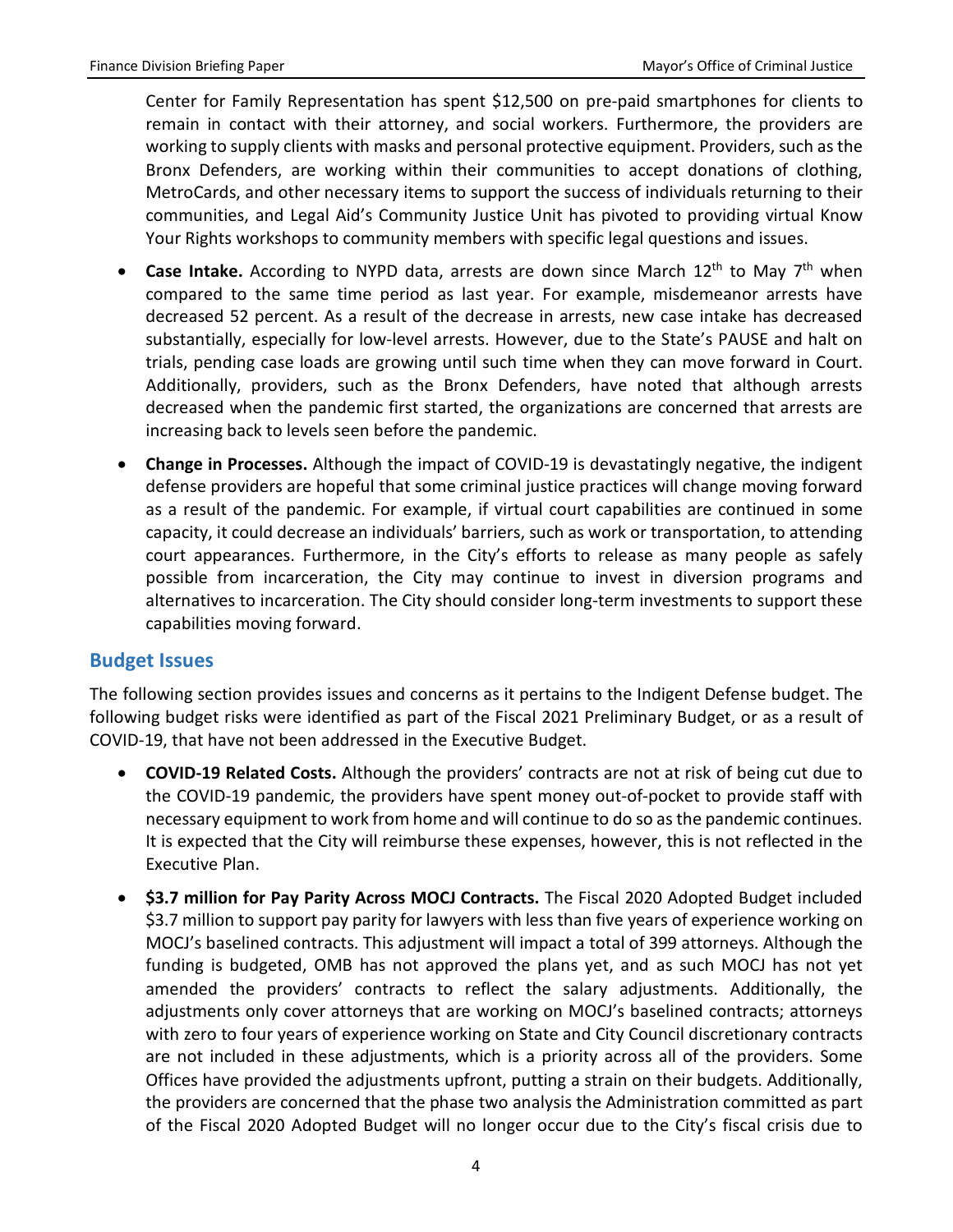Center for Family Representation has spent $12,500 on pre-paid smartphones for clients to remain in contact with their attorney, and social workers. Furthermore, the providers are working to supply clients with masks and personal protective equipment. Providers, such as the Bronx Defenders, are working within their communities to accept donations of clothing, MetroCards, and other necessary items to support the success of individuals returning to their communities, and Legal Aid's Community Justice Unit has pivoted to providing virtual Know Your Rights workshops to community members with specific legal questions and issues.

- **Case Intake.** According to NYPD data, arrests are down since March 12th to May 7th when compared to the same time period as last year. For example, misdemeanor arrests have decreased 52 percent. As a result of the decrease in arrests, new case intake has decreased substantially, especially for low-level arrests. However, due to the State's PAUSE and halt on trials, pending case loads are growing until such time when they can move forward in Court. Additionally, providers, such as the Bronx Defenders, have noted that although arrests decreased when the pandemic first started, the organizations are concerned that arrests are increasing back to levels seen before the pandemic.
- **Change in Processes.** Although the impact of COVID-19 is devastatingly negative, the indigent defense providers are hopeful that some criminal justice practices will change moving forward as a result of the pandemic. For example, if virtual court capabilities are continued in some capacity, it could decrease an individuals' barriers, such as work or transportation, to attending court appearances. Furthermore, in the City's efforts to release as many people as safely possible from incarceration, the City may continue to invest in diversion programs and alternatives to incarceration. The City should consider long-term investments to support these capabilities moving forward.

## Budget Issues

The following section provides issues and concerns as it pertains to the Indigent Defense budget. The following budget risks were identified as part of the Fiscal 2021 Preliminary Budget, or as a result of COVID-19, that have not been addressed in the Executive Budget.

- **COVID-19 Related Costs.** Although the providers' contracts are not at risk of being cut due to the COVID-19 pandemic, the providers have spent money out-of-pocket to provide staff with necessary equipment to work from home and will continue to do so as the pandemic continues. It is expected that the City will reimburse these expenses, however, this is not reflected in the Executive Plan.
- **$3.7 million for Pay Parity Across MOCJ Contracts.** The Fiscal 2020 Adopted Budget included $3.7 million to support pay parity for lawyers with less than five years of experience working on MOCJ's baselined contracts. This adjustment will impact a total of 399 attorneys. Although the funding is budgeted, OMB has not approved the plans yet, and as such MOCJ has not yet amended the providers' contracts to reflect the salary adjustments. Additionally, the adjustments only cover attorneys that are working on MOCJ's baselined contracts; attorneys with zero to four years of experience working on State and City Council discretionary contracts are not included in these adjustments, which is a priority across all of the providers. Some Offices have provided the adjustments upfront, putting a strain on their budgets. Additionally, the providers are concerned that the phase two analysis the Administration committed as part of the Fiscal 2020 Adopted Budget will no longer occur due to the City's fiscal crisis due to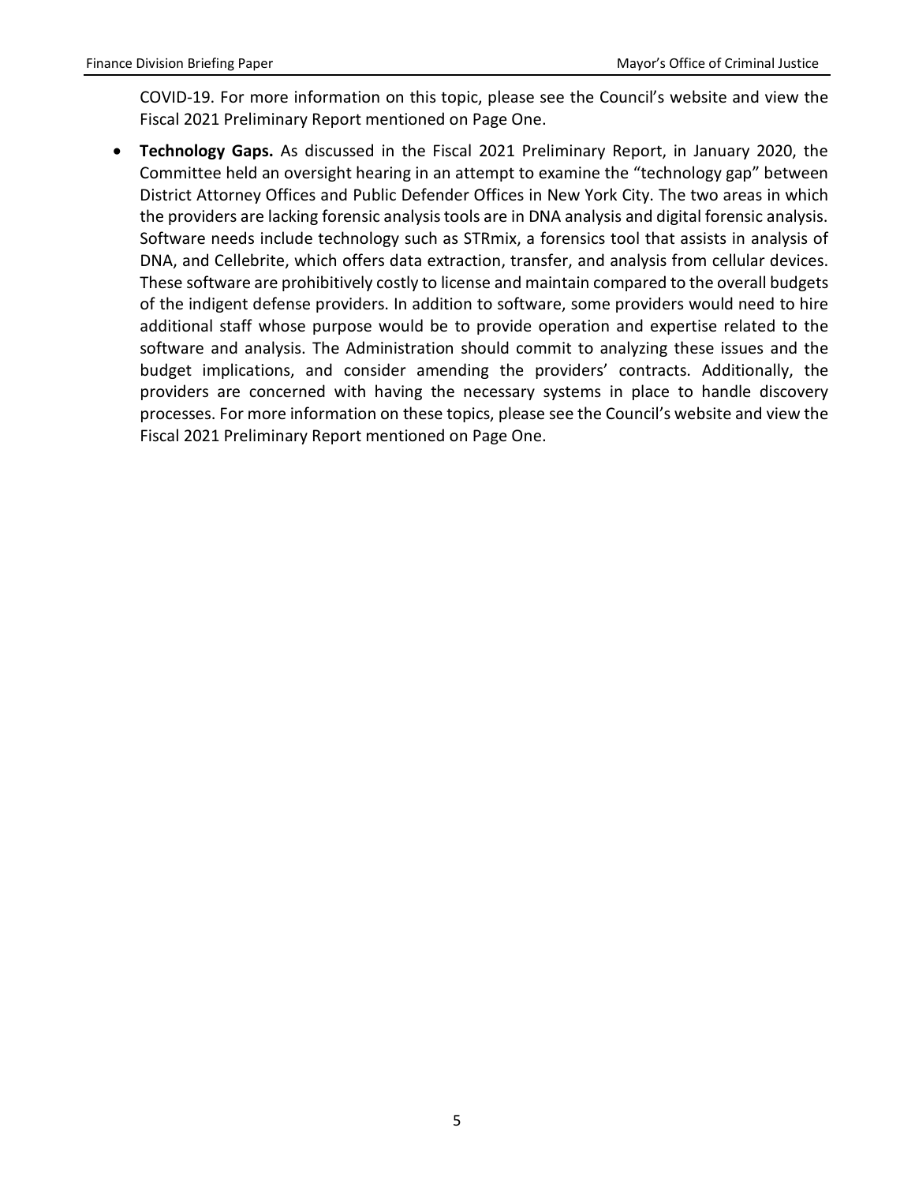COVID-19. For more information on this topic, please see the Council's website and view the Fiscal 2021 Preliminary Report mentioned on Page One.

- **Technology Gaps.** As discussed in the Fiscal 2021 Preliminary Report, in January 2020, the Committee held an oversight hearing in an attempt to examine the "technology gap" between District Attorney Offices and Public Defender Offices in New York City. The two areas in which the providers are lacking forensic analysis tools are in DNA analysis and digital forensic analysis. Software needs include technology such as STRmix, a forensics tool that assists in analysis of DNA, and Cellebrite, which offers data extraction, transfer, and analysis from cellular devices. These software are prohibitively costly to license and maintain compared to the overall budgets of the indigent defense providers. In addition to software, some providers would need to hire additional staff whose purpose would be to provide operation and expertise related to the software and analysis. The Administration should commit to analyzing these issues and the budget implications, and consider amending the providers' contracts. Additionally, the providers are concerned with having the necessary systems in place to handle discovery processes. For more information on these topics, please see the Council's website and view the Fiscal 2021 Preliminary Report mentioned on Page One.